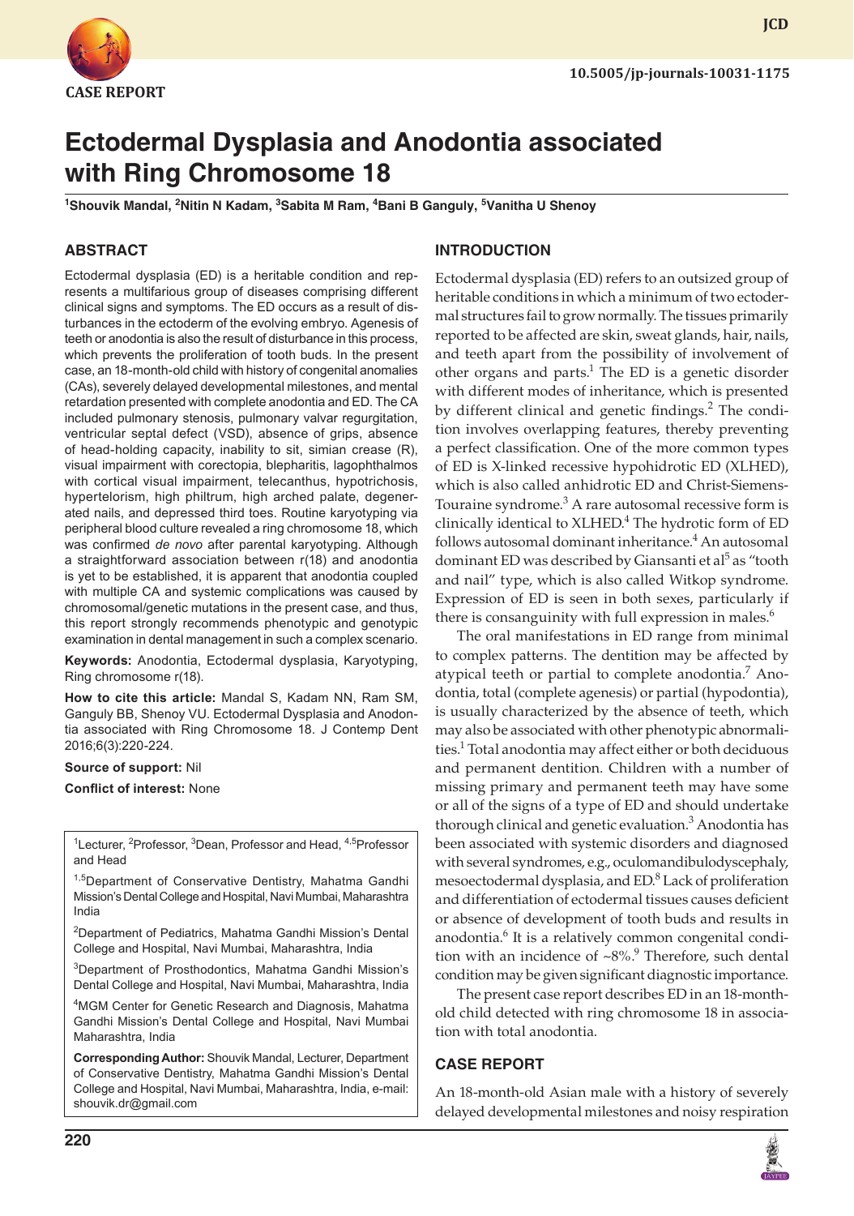CASE REPORT

10.5005/jp-journals-10031-1175

# Ectodermal Dysplasia and Anodontia associated with Ring Chromosome 18

[1]Shouvik Mandal, [2]Nitin N Kadam, [3]Sabita M Ram, [4]Bani B Ganguly, [5]Vanitha U Shenoy

## ABSTRACT

Ectodermal dysplasia (ED) is a heritable condition and represents a multifarious group of diseases comprising different clinical signs and symptoms. The ED occurs as a result of disturbances in the ectoderm of the evolving embryo. Agenesis of teeth or anodontia is also the result of disturbance in this process, which prevents the proliferation of tooth buds. In the present case, an 18-month-old child with history of congenital anomalies (CAs), severely delayed developmental milestones, and mental retardation presented with complete anodontia and ED. The CA included pulmonary stenosis, pulmonary valvar regurgitation, ventricular septal defect (VSD), absence of grips, absence of head-holding capacity, inability to sit, simian crease (R), visual impairment with corectopia, blepharitis, lagophthalmos with cortical visual impairment, telecanthus, hypotrichosis, hypertelorism, high philtrum, high arched palate, degenerated nails, and depressed third toes. Routine karyotyping via peripheral blood culture revealed a ring chromosome 18, which was confirmed *de novo* after parental karyotyping. Although a straightforward association between r(18) and anodontia is yet to be established, it is apparent that anodontia coupled with multiple CA and systemic complications was caused by chromosomal/genetic mutations in the present case, and thus, this report strongly recommends phenotypic and genotypic examination in dental management in such a complex scenario.

**Keywords:** Anodontia, Ectodermal dysplasia, Karyotyping, Ring chromosome r(18).

**How to cite this article:** Mandal S, Kadam NN, Ram SM, Ganguly BB, Shenoy VU. Ectodermal Dysplasia and Anodontia associated with Ring Chromosome 18. J Contemp Dent 2016;6(3):220-224.

**Source of support:** Nil

**Conflict of interest:** None

[1]Lecturer, [2]Professor, [3]Dean, Professor and Head, [4,5]Professor and Head

[1,5]Department of Conservative Dentistry, Mahatma Gandhi Mission's Dental College and Hospital, Navi Mumbai, Maharashtra India

[2]Department of Pediatrics, Mahatma Gandhi Mission's Dental College and Hospital, Navi Mumbai, Maharashtra, India

[3]Department of Prosthodontics, Mahatma Gandhi Mission's Dental College and Hospital, Navi Mumbai, Maharashtra, India

[4]MGM Center for Genetic Research and Diagnosis, Mahatma Gandhi Mission's Dental College and Hospital, Navi Mumbai Maharashtra, India

**Corresponding Author:** Shouvik Mandal, Lecturer, Department of Conservative Dentistry, Mahatma Gandhi Mission's Dental College and Hospital, Navi Mumbai, Maharashtra, India, e-mail: shouvik.dr@gmail.com

## INTRODUCTION

Ectodermal dysplasia (ED) refers to an outsized group of heritable conditions in which a minimum of two ectodermal structures fail to grow normally. The tissues primarily reported to be affected are skin, sweat glands, hair, nails, and teeth apart from the possibility of involvement of other organs and parts.[1] The ED is a genetic disorder with different modes of inheritance, which is presented by different clinical and genetic findings.[2] The condition involves overlapping features, thereby preventing a perfect classification. One of the more common types of ED is X-linked recessive hypohidrotic ED (XLHED), which is also called anhidrotic ED and Christ-Siemens-Touraine syndrome.[3] A rare autosomal recessive form is clinically identical to XLHED.[4] The hydrotic form of ED follows autosomal dominant inheritance.[4] An autosomal dominant ED was described by Giansanti et al[5] as "tooth and nail" type, which is also called Witkop syndrome. Expression of ED is seen in both sexes, particularly if there is consanguinity with full expression in males.[6]

The oral manifestations in ED range from minimal to complex patterns. The dentition may be affected by atypical teeth or partial to complete anodontia.[7] Anodontia, total (complete agenesis) or partial (hypodontia), is usually characterized by the absence of teeth, which may also be associated with other phenotypic abnormalities.[1] Total anodontia may affect either or both deciduous and permanent dentition. Children with a number of missing primary and permanent teeth may have some or all of the signs of a type of ED and should undertake thorough clinical and genetic evaluation.[3] Anodontia has been associated with systemic disorders and diagnosed with several syndromes, e.g., oculomandibulodyscephaly, mesoectodermal dysplasia, and ED.[8] Lack of proliferation and differentiation of ectodermal tissues causes deficient or absence of development of tooth buds and results in anodontia.[6] It is a relatively common congenital condition with an incidence of ~8%.[9] Therefore, such dental condition may be given significant diagnostic importance.

The present case report describes ED in an 18-month-old child detected with ring chromosome 18 in association with total anodontia.

## CASE REPORT

An 18-month-old Asian male with a history of severely delayed developmental milestones and noisy respiration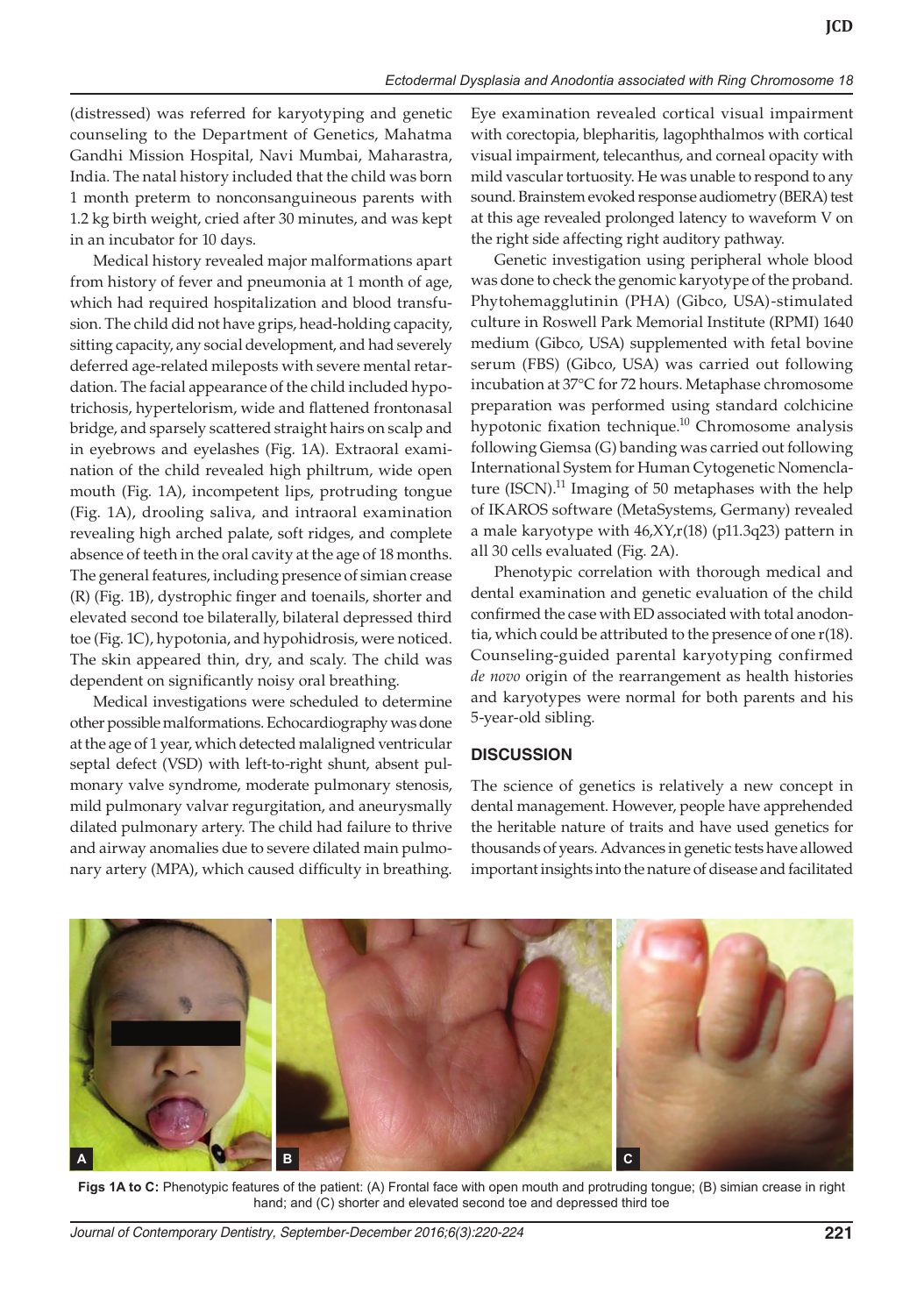(distressed) was referred for karyotyping and genetic counseling to the Department of Genetics, Mahatma Gandhi Mission Hospital, Navi Mumbai, Maharastra, India. The natal history included that the child was born 1 month preterm to nonconsanguineous parents with 1.2 kg birth weight, cried after 30 minutes, and was kept in an incubator for 10 days.

Medical history revealed major malformations apart from history of fever and pneumonia at 1 month of age, which had required hospitalization and blood transfusion. The child did not have grips, head-holding capacity, sitting capacity, any social development, and had severely deferred age-related mileposts with severe mental retardation. The facial appearance of the child included hypotrichosis, hypertelorism, wide and flattened frontonasal bridge, and sparsely scattered straight hairs on scalp and in eyebrows and eyelashes (Fig. 1A). Extraoral examination of the child revealed high philtrum, wide open mouth (Fig. 1A), incompetent lips, protruding tongue (Fig. 1A), drooling saliva, and intraoral examination revealing high arched palate, soft ridges, and complete absence of teeth in the oral cavity at the age of 18 months. The general features, including presence of simian crease (R) (Fig. 1B), dystrophic finger and toenails, shorter and elevated second toe bilaterally, bilateral depressed third toe (Fig. 1C), hypotonia, and hypohidrosis, were noticed. The skin appeared thin, dry, and scaly. The child was dependent on significantly noisy oral breathing.

Medical investigations were scheduled to determine other possible malformations. Echocardiography was done at the age of 1 year, which detected malaligned ventricular septal defect (VSD) with left-to-right shunt, absent pulmonary valve syndrome, moderate pulmonary stenosis, mild pulmonary valvar regurgitation, and aneurysmally dilated pulmonary artery. The child had failure to thrive and airway anomalies due to severe dilated main pulmonary artery (MPA), which caused difficulty in breathing. Eye examination revealed cortical visual impairment with corectopia, blepharitis, lagophthalmos with cortical visual impairment, telecanthus, and corneal opacity with mild vascular tortuosity. He was unable to respond to any sound. Brainstem evoked response audiometry (BERA) test at this age revealed prolonged latency to waveform V on the right side affecting right auditory pathway.

Genetic investigation using peripheral whole blood was done to check the genomic karyotype of the proband. Phytohemagglutinin (PHA) (Gibco, USA)-stimulated culture in Roswell Park Memorial Institute (RPMI) 1640 medium (Gibco, USA) supplemented with fetal bovine serum (FBS) (Gibco, USA) was carried out following incubation at 37°C for 72 hours. Metaphase chromosome preparation was performed using standard colchicine hypotonic fixation technique.[10] Chromosome analysis following Giemsa (G) banding was carried out following International System for Human Cytogenetic Nomenclature (ISCN).[11] Imaging of 50 metaphases with the help of IKAROS software (MetaSystems, Germany) revealed a male karyotype with 46,XY,r(18) (p11.3q23) pattern in all 30 cells evaluated (Fig. 2A).

Phenotypic correlation with thorough medical and dental examination and genetic evaluation of the child confirmed the case with ED associated with total anodontia, which could be attributed to the presence of one r(18). Counseling-guided parental karyotyping confirmed *de novo* origin of the rearrangement as health histories and karyotypes were normal for both parents and his 5-year-old sibling.

## DISCUSSION

The science of genetics is relatively a new concept in dental management. However, people have apprehended the heritable nature of traits and have used genetics for thousands of years. Advances in genetic tests have allowed important insights into the nature of disease and facilitated

**Figs 1A to C:** Phenotypic features of the patient: (A) Frontal face with open mouth and protruding tongue; (B) simian crease in right hand; and (C) shorter and elevated second toe and depressed third toe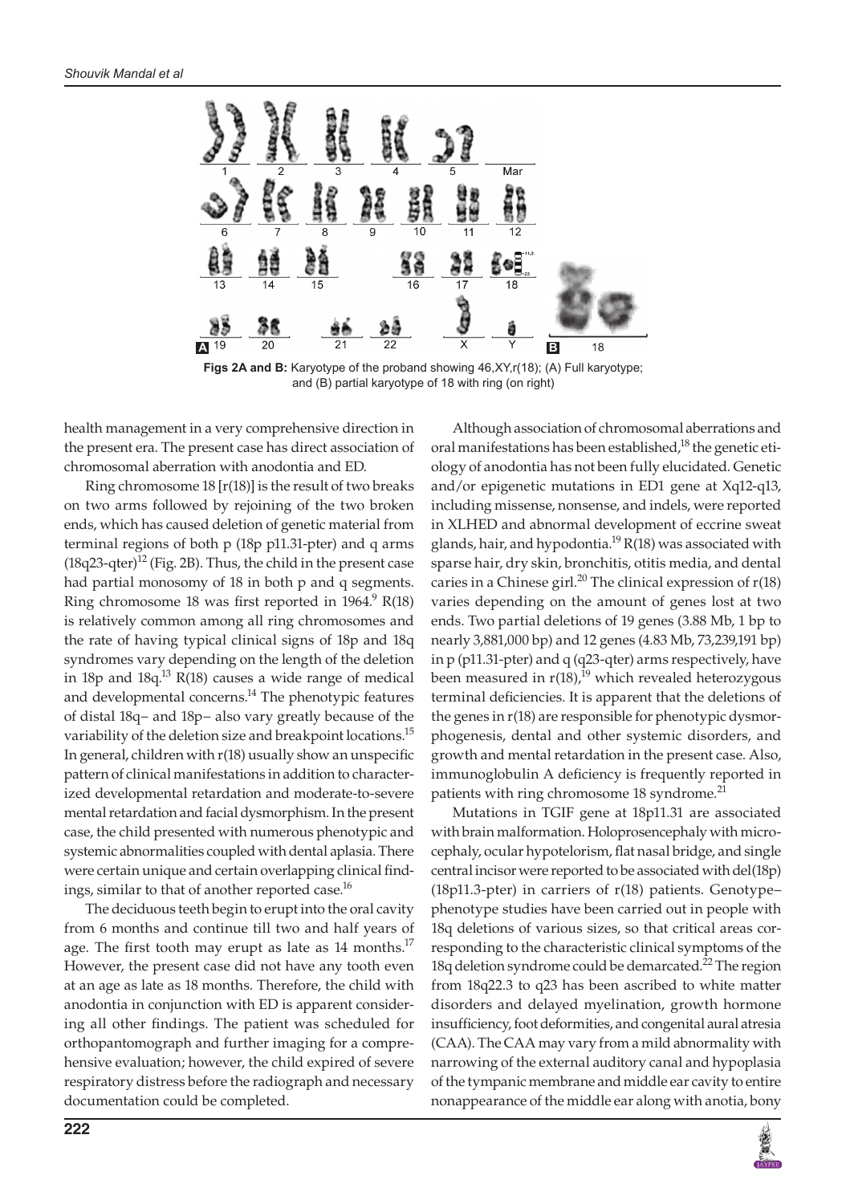**Figs 2A and B:** Karyotype of the proband showing 46,XY,r(18); (A) Full karyotype; and (B) partial karyotype of 18 with ring (on right)

health management in a very comprehensive direction in the present era. The present case has direct association of chromosomal aberration with anodontia and ED.

Ring chromosome 18 [r(18)] is the result of two breaks on two arms followed by rejoining of the two broken ends, which has caused deletion of genetic material from terminal regions of both p (18p p11.31-pter) and q arms (18q23-qter)[12] (Fig. 2B). Thus, the child in the present case had partial monosomy of 18 in both p and q segments. Ring chromosome 18 was first reported in 1964.[9] R(18) is relatively common among all ring chromosomes and the rate of having typical clinical signs of 18p and 18q syndromes vary depending on the length of the deletion in 18p and 18q.[13] R(18) causes a wide range of medical and developmental concerns.[14] The phenotypic features of distal 18q− and 18p− also vary greatly because of the variability of the deletion size and breakpoint locations.[15] In general, children with r(18) usually show an unspecific pattern of clinical manifestations in addition to characterized developmental retardation and moderate-to-severe mental retardation and facial dysmorphism. In the present case, the child presented with numerous phenotypic and systemic abnormalities coupled with dental aplasia. There were certain unique and certain overlapping clinical findings, similar to that of another reported case.[16]

The deciduous teeth begin to erupt into the oral cavity from 6 months and continue till two and half years of age. The first tooth may erupt as late as 14 months.[17] However, the present case did not have any tooth even at an age as late as 18 months. Therefore, the child with anodontia in conjunction with ED is apparent considering all other findings. The patient was scheduled for orthopantomograph and further imaging for a comprehensive evaluation; however, the child expired of severe respiratory distress before the radiograph and necessary documentation could be completed.

Although association of chromosomal aberrations and oral manifestations has been established,[18] the genetic etiology of anodontia has not been fully elucidated. Genetic and/or epigenetic mutations in ED1 gene at Xq12-q13, including missense, nonsense, and indels, were reported in XLHED and abnormal development of eccrine sweat glands, hair, and hypodontia.[19] R(18) was associated with sparse hair, dry skin, bronchitis, otitis media, and dental caries in a Chinese girl.[20] The clinical expression of r(18) varies depending on the amount of genes lost at two ends. Two partial deletions of 19 genes (3.88 Mb, 1 bp to nearly 3,881,000 bp) and 12 genes (4.83 Mb, 73,239,191 bp) in p (p11.31-pter) and q (q23-qter) arms respectively, have been measured in r(18),[19] which revealed heterozygous terminal deficiencies. It is apparent that the deletions of the genes in r(18) are responsible for phenotypic dysmorphogenesis, dental and other systemic disorders, and growth and mental retardation in the present case. Also, immunoglobulin A deficiency is frequently reported in patients with ring chromosome 18 syndrome.[21]

Mutations in TGIF gene at 18p11.31 are associated with brain malformation. Holoprosencephaly with microcephaly, ocular hypotelorism, flat nasal bridge, and single central incisor were reported to be associated with del(18p) (18p11.3-pter) in carriers of r(18) patients. Genotype–phenotype studies have been carried out in people with 18q deletions of various sizes, so that critical areas corresponding to the characteristic clinical symptoms of the 18q deletion syndrome could be demarcated.[22] The region from 18q22.3 to q23 has been ascribed to white matter disorders and delayed myelination, growth hormone insufficiency, foot deformities, and congenital aural atresia (CAA). The CAA may vary from a mild abnormality with narrowing of the external auditory canal and hypoplasia of the tympanic membrane and middle ear cavity to entire nonappearance of the middle ear along with anotia, bony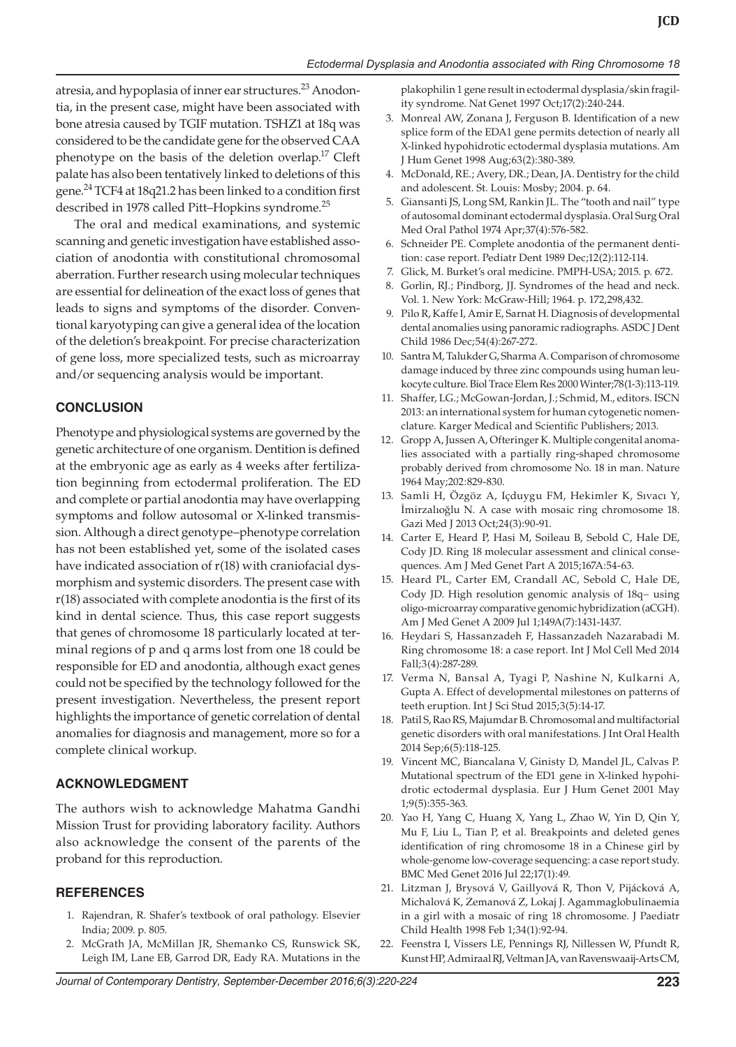atresia, and hypoplasia of inner ear structures.[23] Anodontia, in the present case, might have been associated with bone atresia caused by TGIF mutation. TSHZ1 at 18q was considered to be the candidate gene for the observed CAA phenotype on the basis of the deletion overlap.[17] Cleft palate has also been tentatively linked to deletions of this gene.[24] TCF4 at 18q21.2 has been linked to a condition first described in 1978 called Pitt–Hopkins syndrome.[25]

The oral and medical examinations, and systemic scanning and genetic investigation have established association of anodontia with constitutional chromosomal aberration. Further research using molecular techniques are essential for delineation of the exact loss of genes that leads to signs and symptoms of the disorder. Conventional karyotyping can give a general idea of the location of the deletion's breakpoint. For precise characterization of gene loss, more specialized tests, such as microarray and/or sequencing analysis would be important.

## CONCLUSION

Phenotype and physiological systems are governed by the genetic architecture of one organism. Dentition is defined at the embryonic age as early as 4 weeks after fertilization beginning from ectodermal proliferation. The ED and complete or partial anodontia may have overlapping symptoms and follow autosomal or X-linked transmission. Although a direct genotype–phenotype correlation has not been established yet, some of the isolated cases have indicated association of r(18) with craniofacial dysmorphism and systemic disorders. The present case with r(18) associated with complete anodontia is the first of its kind in dental science. Thus, this case report suggests that genes of chromosome 18 particularly located at terminal regions of p and q arms lost from one 18 could be responsible for ED and anodontia, although exact genes could not be specified by the technology followed for the present investigation. Nevertheless, the present report highlights the importance of genetic correlation of dental anomalies for diagnosis and management, more so for a complete clinical workup.

## ACKNOWLEDGMENT

The authors wish to acknowledge Mahatma Gandhi Mission Trust for providing laboratory facility. Authors also acknowledge the consent of the parents of the proband for this reproduction.

## REFERENCES

1. Rajendran, R. Shafer's textbook of oral pathology. Elsevier India; 2009. p. 805.
2. McGrath JA, McMillan JR, Shemanko CS, Runswick SK, Leigh IM, Lane EB, Garrod DR, Eady RA. Mutations in the plakophilin 1 gene result in ectodermal dysplasia/skin fragility syndrome. Nat Genet 1997 Oct;17(2):240-244.
3. Monreal AW, Zonana J, Ferguson B. Identification of a new splice form of the EDA1 gene permits detection of nearly all X-linked hypohidrotic ectodermal dysplasia mutations. Am J Hum Genet 1998 Aug;63(2):380-389.
4. McDonald, RE.; Avery, DR.; Dean, JA. Dentistry for the child and adolescent. St. Louis: Mosby; 2004. p. 64.
5. Giansanti JS, Long SM, Rankin JL. The "tooth and nail" type of autosomal dominant ectodermal dysplasia. Oral Surg Oral Med Oral Pathol 1974 Apr;37(4):576-582.
6. Schneider PE. Complete anodontia of the permanent dentition: case report. Pediatr Dent 1989 Dec;12(2):112-114.
7. Glick, M. Burket's oral medicine. PMPH-USA; 2015. p. 672.
8. Gorlin, RJ.; Pindborg, JJ. Syndromes of the head and neck. Vol. 1. New York: McGraw-Hill; 1964. p. 172,298,432.
9. Pilo R, Kaffe I, Amir E, Sarnat H. Diagnosis of developmental dental anomalies using panoramic radiographs. ASDC J Dent Child 1986 Dec;54(4):267-272.
10. Santra M, Talukder G, Sharma A. Comparison of chromosome damage induced by three zinc compounds using human leukocyte culture. Biol Trace Elem Res 2000 Winter;78(1-3):113-119.
11. Shaffer, LG.; McGowan-Jordan, J.; Schmid, M., editors. ISCN 2013: an international system for human cytogenetic nomenclature. Karger Medical and Scientific Publishers; 2013.
12. Gropp A, Jussen A, Ofteringer K. Multiple congenital anomalies associated with a partially ring-shaped chromosome probably derived from chromosome No. 18 in man. Nature 1964 May;202:829-830.
13. Samli H, Özgöz A, Içduygu FM, Hekimler K, Sıvacı Y, İmirzalıoğlu N. A case with mosaic ring chromosome 18. Gazi Med J 2013 Oct;24(3):90-91.
14. Carter E, Heard P, Hasi M, Soileau B, Sebold C, Hale DE, Cody JD. Ring 18 molecular assessment and clinical consequences. Am J Med Genet Part A 2015;167A:54-63.
15. Heard PL, Carter EM, Crandall AC, Sebold C, Hale DE, Cody JD. High resolution genomic analysis of 18q− using oligo-microarray comparative genomic hybridization (aCGH). Am J Med Genet A 2009 Jul 1;149A(7):1431-1437.
16. Heydari S, Hassanzadeh F, Hassanzadeh Nazarabadi M. Ring chromosome 18: a case report. Int J Mol Cell Med 2014 Fall;3(4):287-289.
17. Verma N, Bansal A, Tyagi P, Nashine N, Kulkarni A, Gupta A. Effect of developmental milestones on patterns of teeth eruption. Int J Sci Stud 2015;3(5):14-17.
18. Patil S, Rao RS, Majumdar B. Chromosomal and multifactorial genetic disorders with oral manifestations. J Int Oral Health 2014 Sep;6(5):118-125.
19. Vincent MC, Biancalana V, Ginisty D, Mandel JL, Calvas P. Mutational spectrum of the ED1 gene in X-linked hypohidrotic ectodermal dysplasia. Eur J Hum Genet 2001 May 1;9(5):355-363.
20. Yao H, Yang C, Huang X, Yang L, Zhao W, Yin D, Qin Y, Mu F, Liu L, Tian P, et al. Breakpoints and deleted genes identification of ring chromosome 18 in a Chinese girl by whole-genome low-coverage sequencing: a case report study. BMC Med Genet 2016 Jul 22;17(1):49.
21. Litzman J, Brysová V, Gaillyová R, Thon V, Pijácková A, Michalová K, Zemanová Z, Lokaj J. Agammaglobulinaemia in a girl with a mosaic of ring 18 chromosome. J Paediatr Child Health 1998 Feb 1;34(1):92-94.
22. Feenstra I, Vissers LE, Pennings RJ, Nillessen W, Pfundt R, Kunst HP, Admiraal RJ, Veltman JA, van Ravenswaaij-Arts CM,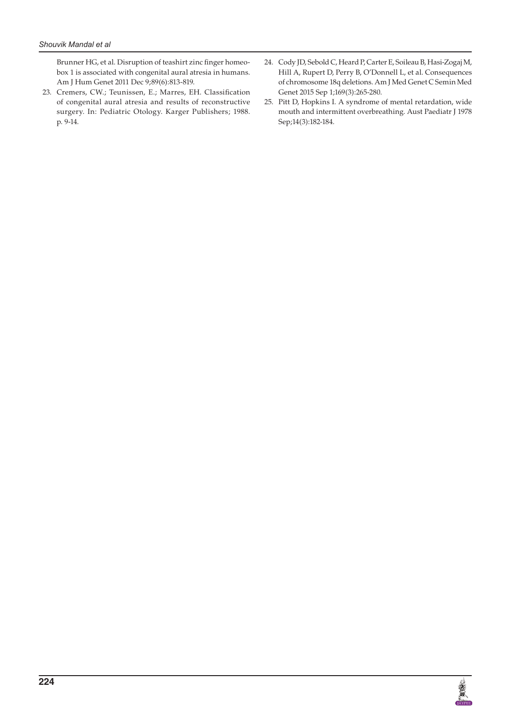Brunner HG, et al. Disruption of teashirt zinc finger homeobox 1 is associated with congenital aural atresia in humans. Am J Hum Genet 2011 Dec 9;89(6):813-819.

23. Cremers, CW.; Teunissen, E.; Marres, EH. Classification of congenital aural atresia and results of reconstructive surgery. In: Pediatric Otology. Karger Publishers; 1988. p. 9-14.
24. Cody JD, Sebold C, Heard P, Carter E, Soileau B, Hasi-Zogaj M, Hill A, Rupert D, Perry B, O'Donnell L, et al. Consequences of chromosome 18q deletions. Am J Med Genet C Semin Med Genet 2015 Sep 1;169(3):265-280.
25. Pitt D, Hopkins I. A syndrome of mental retardation, wide mouth and intermittent overbreathing. Aust Paediatr J 1978 Sep;14(3):182-184.